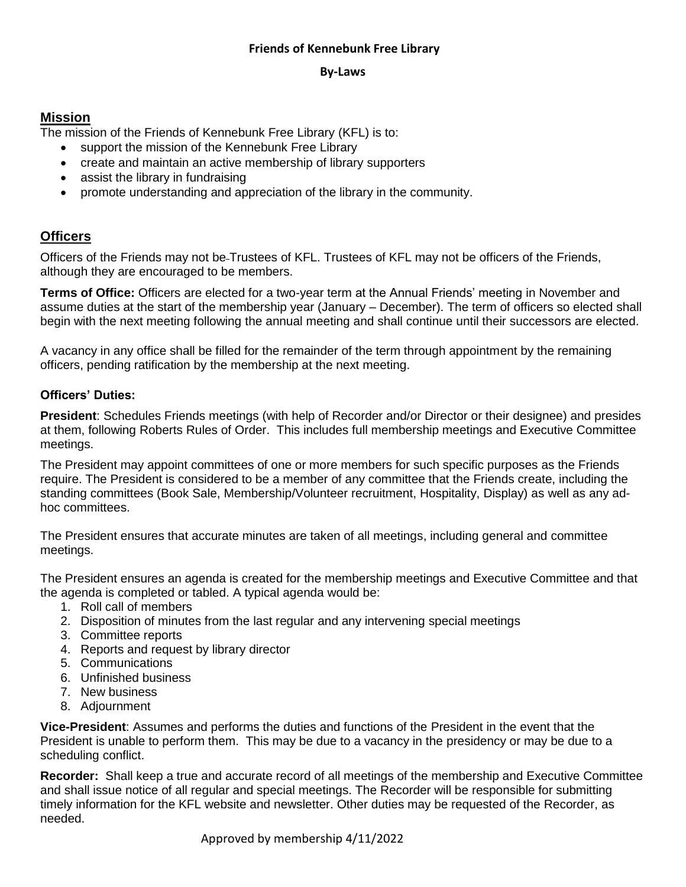**Friends of Kennebunk Free Library**

**By-Laws**

## Mission

The mission of the Friends of Kennebunk Free Library (KFL) is to:

- support the mission of the Kennebunk Free Library
- create and maintain an active membership of library supporters
- assist the library in fundraising
- promote understanding and appreciation of the library in the community.

## Officers

Officers of the Friends may not be Trustees of KFL. Trustees of KFL may not be officers of the Friends, although they are encouraged to be members.

**Terms of Office:** Officers are elected for a two-year term at the Annual Friends' meeting in November and assume duties at the start of the membership year (January – December). The term of officers so elected shall begin with the next meeting following the annual meeting and shall continue until their successors are elected.

A vacancy in any office shall be filled for the remainder of the term through appointment by the remaining officers, pending ratification by the membership at the next meeting.

**Officers' Duties:**

**President**: Schedules Friends meetings (with help of Recorder and/or Director or their designee) and presides at them, following Roberts Rules of Order. This includes full membership meetings and Executive Committee meetings.

The President may appoint committees of one or more members for such specific purposes as the Friends require. The President is considered to be a member of any committee that the Friends create, including the standing committees (Book Sale, Membership/Volunteer recruitment, Hospitality, Display) as well as any ad-hoc committees.

The President ensures that accurate minutes are taken of all meetings, including general and committee meetings.

The President ensures an agenda is created for the membership meetings and Executive Committee and that the agenda is completed or tabled. A typical agenda would be:

1. Roll call of members
2. Disposition of minutes from the last regular and any intervening special meetings
3. Committee reports
4. Reports and request by library director
5. Communications
6. Unfinished business
7. New business
8. Adjournment

**Vice-President**: Assumes and performs the duties and functions of the President in the event that the President is unable to perform them. This may be due to a vacancy in the presidency or may be due to a scheduling conflict.

**Recorder:** Shall keep a true and accurate record of all meetings of the membership and Executive Committee and shall issue notice of all regular and special meetings. The Recorder will be responsible for submitting timely information for the KFL website and newsletter. Other duties may be requested of the Recorder, as needed.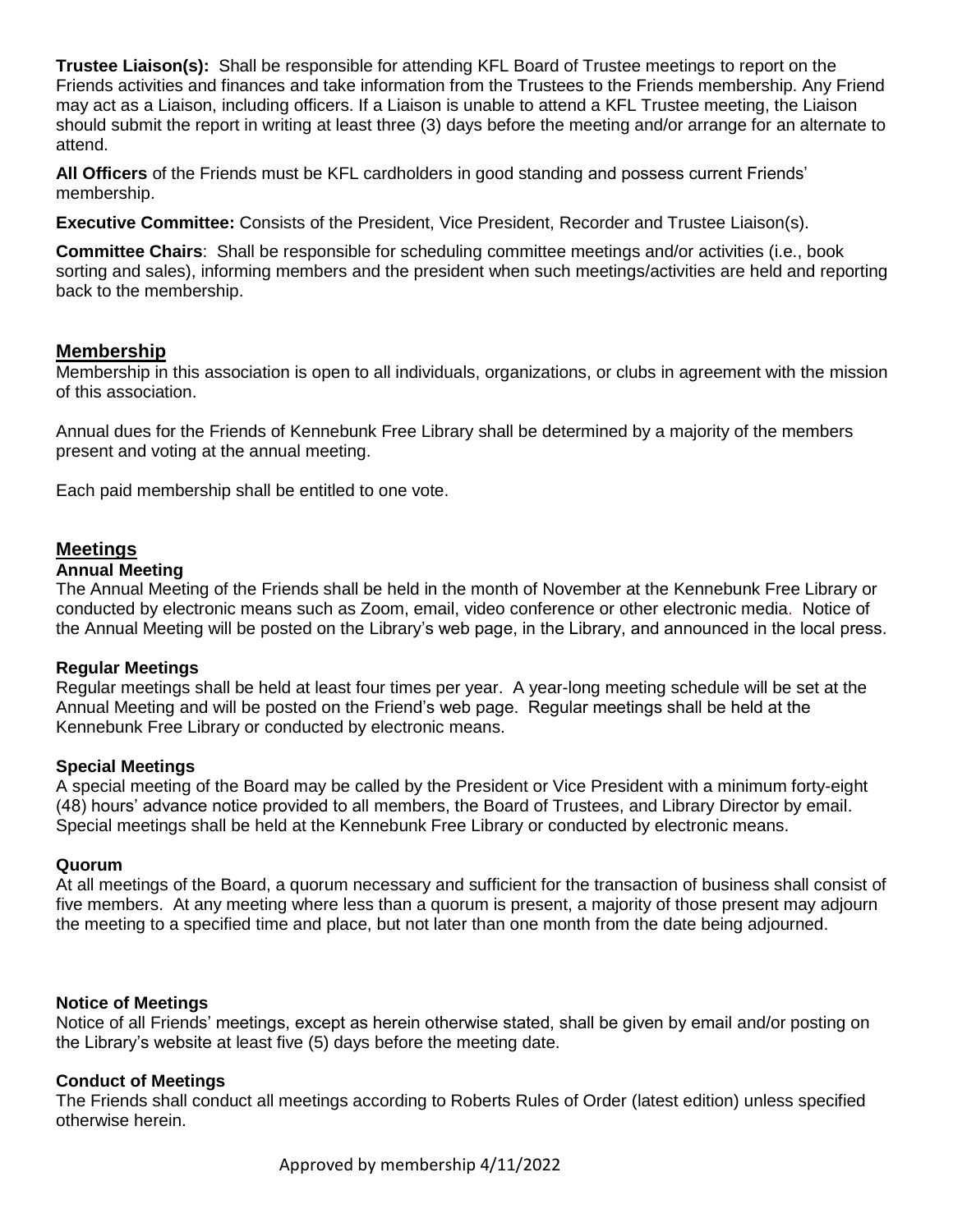**Trustee Liaison(s):** Shall be responsible for attending KFL Board of Trustee meetings to report on the Friends activities and finances and take information from the Trustees to the Friends membership. Any Friend may act as a Liaison, including officers. If a Liaison is unable to attend a KFL Trustee meeting, the Liaison should submit the report in writing at least three (3) days before the meeting and/or arrange for an alternate to attend.

**All Officers** of the Friends must be KFL cardholders in good standing and possess current Friends' membership.

**Executive Committee:** Consists of the President, Vice President, Recorder and Trustee Liaison(s).

**Committee Chairs**: Shall be responsible for scheduling committee meetings and/or activities (i.e., book sorting and sales), informing members and the president when such meetings/activities are held and reporting back to the membership.

## Membership

Membership in this association is open to all individuals, organizations, or clubs in agreement with the mission of this association.

Annual dues for the Friends of Kennebunk Free Library shall be determined by a majority of the members present and voting at the annual meeting.

Each paid membership shall be entitled to one vote.

## Meetings

### Annual Meeting

The Annual Meeting of the Friends shall be held in the month of November at the Kennebunk Free Library or conducted by electronic means such as Zoom, email, video conference or other electronic media. Notice of the Annual Meeting will be posted on the Library's web page, in the Library, and announced in the local press.

### Regular Meetings

Regular meetings shall be held at least four times per year. A year-long meeting schedule will be set at the Annual Meeting and will be posted on the Friend's web page. Regular meetings shall be held at the Kennebunk Free Library or conducted by electronic means.

### Special Meetings

A special meeting of the Board may be called by the President or Vice President with a minimum forty-eight (48) hours' advance notice provided to all members, the Board of Trustees, and Library Director by email. Special meetings shall be held at the Kennebunk Free Library or conducted by electronic means.

### Quorum

At all meetings of the Board, a quorum necessary and sufficient for the transaction of business shall consist of five members. At any meeting where less than a quorum is present, a majority of those present may adjourn the meeting to a specified time and place, but not later than one month from the date being adjourned.

### Notice of Meetings

Notice of all Friends' meetings, except as herein otherwise stated, shall be given by email and/or posting on the Library's website at least five (5) days before the meeting date.

### Conduct of Meetings

The Friends shall conduct all meetings according to Roberts Rules of Order (latest edition) unless specified otherwise herein.

Approved by membership 4/11/2022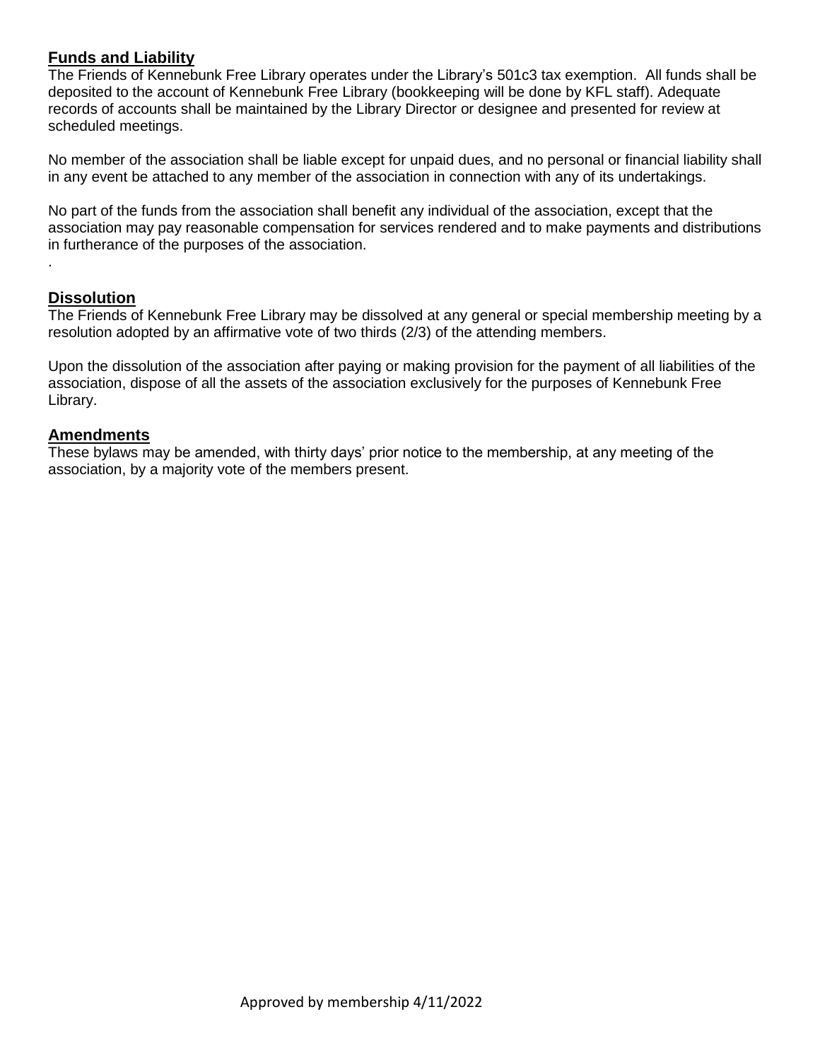## Funds and Liability

The Friends of Kennebunk Free Library operates under the Library's 501c3 tax exemption. All funds shall be deposited to the account of Kennebunk Free Library (bookkeeping will be done by KFL staff). Adequate records of accounts shall be maintained by the Library Director or designee and presented for review at scheduled meetings.

No member of the association shall be liable except for unpaid dues, and no personal or financial liability shall in any event be attached to any member of the association in connection with any of its undertakings.

No part of the funds from the association shall benefit any individual of the association, except that the association may pay reasonable compensation for services rendered and to make payments and distributions in furtherance of the purposes of the association.

.

## Dissolution

The Friends of Kennebunk Free Library may be dissolved at any general or special membership meeting by a resolution adopted by an affirmative vote of two thirds (2/3) of the attending members.

Upon the dissolution of the association after paying or making provision for the payment of all liabilities of the association, dispose of all the assets of the association exclusively for the purposes of Kennebunk Free Library.

## Amendments

These bylaws may be amended, with thirty days' prior notice to the membership, at any meeting of the association, by a majority vote of the members present.

Approved by membership 4/11/2022